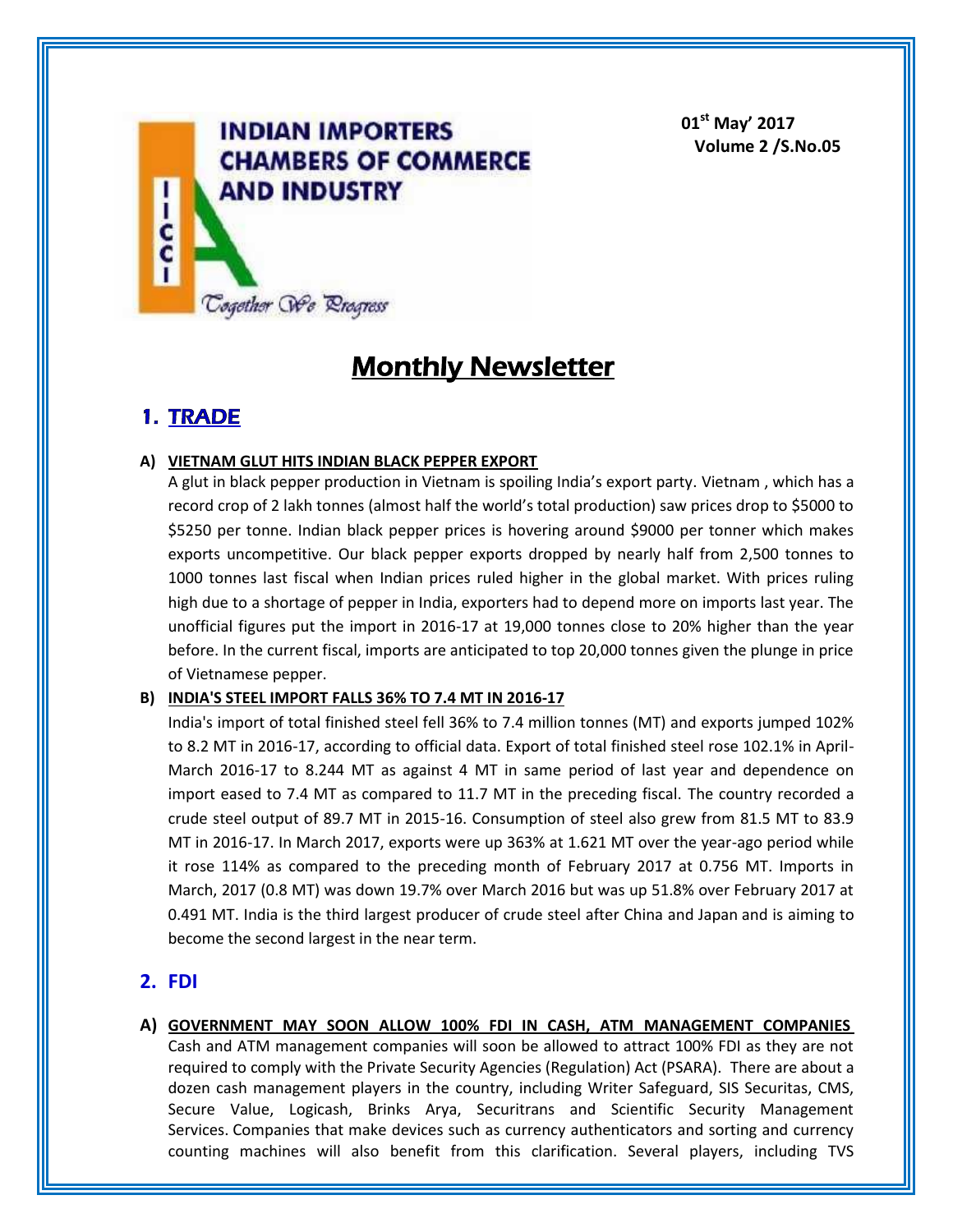**INDIAN IMPORTERS CHAMBERS OF COMMERCE AND INDUSTRY**

*Together We Progress*

**01st May' 2017**
**Volume 2 /S.No.05**

# Monthly Newsletter

## 1. TRADE

### A) VIETNAM GLUT HITS INDIAN BLACK PEPPER EXPORT

A glut in black pepper production in Vietnam is spoiling India's export party. Vietnam , which has a record crop of 2 lakh tonnes (almost half the world's total production) saw prices drop to $5000 to $5250 per tonne. Indian black pepper prices is hovering around $9000 per tonner which makes exports uncompetitive. Our black pepper exports dropped by nearly half from 2,500 tonnes to 1000 tonnes last fiscal when Indian prices ruled higher in the global market. With prices ruling high due to a shortage of pepper in India, exporters had to depend more on imports last year. The unofficial figures put the import in 2016-17 at 19,000 tonnes close to 20% higher than the year before. In the current fiscal, imports are anticipated to top 20,000 tonnes given the plunge in price of Vietnamese pepper.

### B) INDIA'S STEEL IMPORT FALLS 36% TO 7.4 MT IN 2016-17

India's import of total finished steel fell 36% to 7.4 million tonnes (MT) and exports jumped 102% to 8.2 MT in 2016-17, according to official data. Export of total finished steel rose 102.1% in April-March 2016-17 to 8.244 MT as against 4 MT in same period of last year and dependence on import eased to 7.4 MT as compared to 11.7 MT in the preceding fiscal. The country recorded a crude steel output of 89.7 MT in 2015-16. Consumption of steel also grew from 81.5 MT to 83.9 MT in 2016-17. In March 2017, exports were up 363% at 1.621 MT over the year-ago period while it rose 114% as compared to the preceding month of February 2017 at 0.756 MT. Imports in March, 2017 (0.8 MT) was down 19.7% over March 2016 but was up 51.8% over February 2017 at 0.491 MT. India is the third largest producer of crude steel after China and Japan and is aiming to become the second largest in the near term.

## 2. FDI

### A) GOVERNMENT MAY SOON ALLOW 100% FDI IN CASH, ATM MANAGEMENT COMPANIES

Cash and ATM management companies will soon be allowed to attract 100% FDI as they are not required to comply with the Private Security Agencies (Regulation) Act (PSARA). There are about a dozen cash management players in the country, including Writer Safeguard, SIS Securitas, CMS, Secure Value, Logicash, Brinks Arya, Securitrans and Scientific Security Management Services. Companies that make devices such as currency authenticators and sorting and currency counting machines will also benefit from this clarification. Several players, including TVS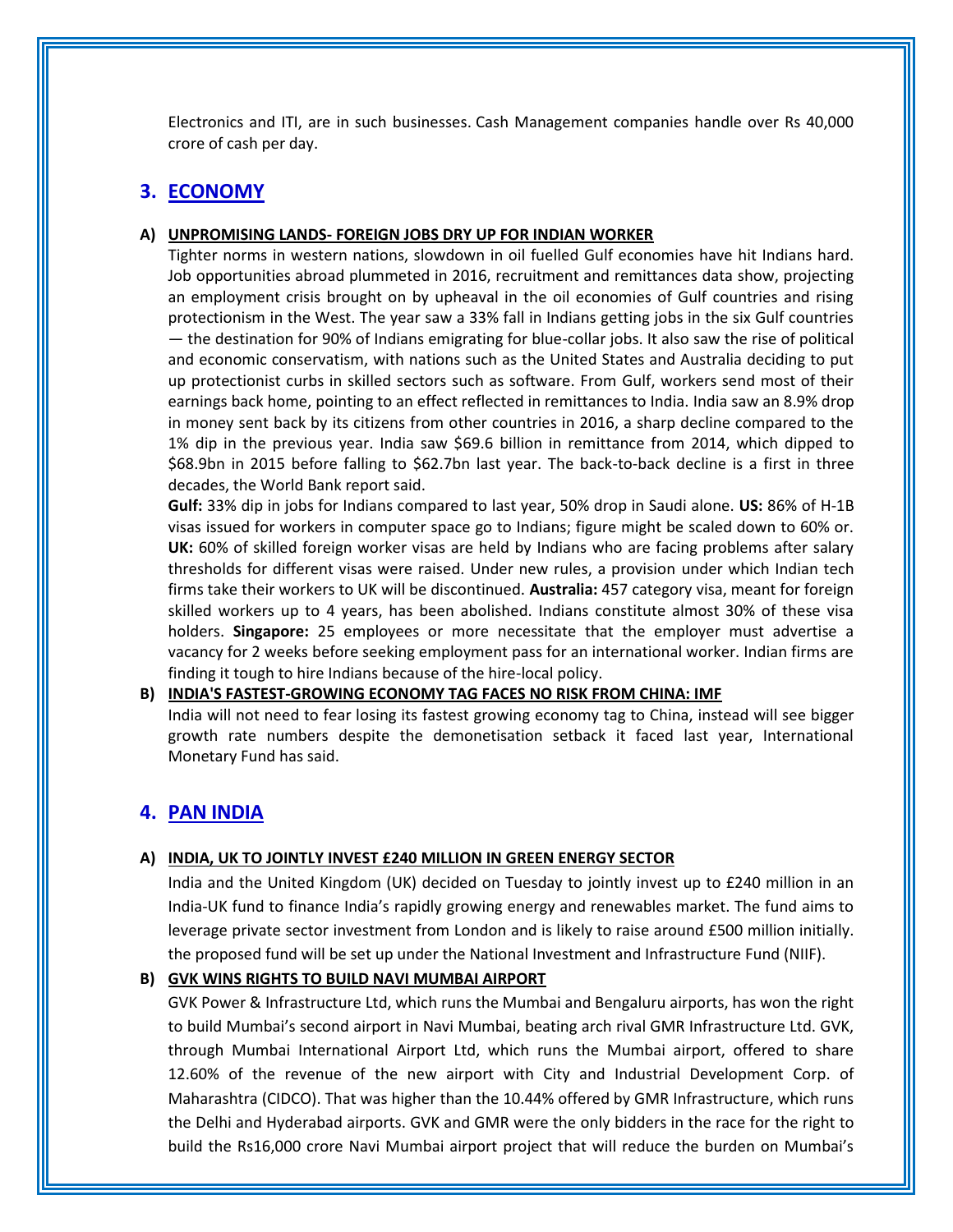Electronics and ITI, are in such businesses. Cash Management companies handle over Rs 40,000 crore of cash per day.

## 3. ECONOMY

### A) UNPROMISING LANDS- FOREIGN JOBS DRY UP FOR INDIAN WORKER

Tighter norms in western nations, slowdown in oil fuelled Gulf economies have hit Indians hard. Job opportunities abroad plummeted in 2016, recruitment and remittances data show, projecting an employment crisis brought on by upheaval in the oil economies of Gulf countries and rising protectionism in the West. The year saw a 33% fall in Indians getting jobs in the six Gulf countries — the destination for 90% of Indians emigrating for blue-collar jobs. It also saw the rise of political and economic conservatism, with nations such as the United States and Australia deciding to put up protectionist curbs in skilled sectors such as software. From Gulf, workers send most of their earnings back home, pointing to an effect reflected in remittances to India. India saw an 8.9% drop in money sent back by its citizens from other countries in 2016, a sharp decline compared to the 1% dip in the previous year. India saw $69.6 billion in remittance from 2014, which dipped to $68.9bn in 2015 before falling to $62.7bn last year. The back-to-back decline is a first in three decades, the World Bank report said.

**Gulf:** 33% dip in jobs for Indians compared to last year, 50% drop in Saudi alone. **US:** 86% of H-1B visas issued for workers in computer space go to Indians; figure might be scaled down to 60% or. **UK:** 60% of skilled foreign worker visas are held by Indians who are facing problems after salary thresholds for different visas were raised. Under new rules, a provision under which Indian tech firms take their workers to UK will be discontinued. **Australia:** 457 category visa, meant for foreign skilled workers up to 4 years, has been abolished. Indians constitute almost 30% of these visa holders. **Singapore:** 25 employees or more necessitate that the employer must advertise a vacancy for 2 weeks before seeking employment pass for an international worker. Indian firms are finding it tough to hire Indians because of the hire-local policy.

### B) INDIA'S FASTEST-GROWING ECONOMY TAG FACES NO RISK FROM CHINA: IMF

India will not need to fear losing its fastest growing economy tag to China, instead will see bigger growth rate numbers despite the demonetisation setback it faced last year, International Monetary Fund has said.

## 4. PAN INDIA

### A) INDIA, UK TO JOINTLY INVEST £240 MILLION IN GREEN ENERGY SECTOR

India and the United Kingdom (UK) decided on Tuesday to jointly invest up to £240 million in an India-UK fund to finance India's rapidly growing energy and renewables market. The fund aims to leverage private sector investment from London and is likely to raise around £500 million initially. the proposed fund will be set up under the National Investment and Infrastructure Fund (NIIF).

### B) GVK WINS RIGHTS TO BUILD NAVI MUMBAI AIRPORT

GVK Power & Infrastructure Ltd, which runs the Mumbai and Bengaluru airports, has won the right to build Mumbai's second airport in Navi Mumbai, beating arch rival GMR Infrastructure Ltd. GVK, through Mumbai International Airport Ltd, which runs the Mumbai airport, offered to share 12.60% of the revenue of the new airport with City and Industrial Development Corp. of Maharashtra (CIDCO). That was higher than the 10.44% offered by GMR Infrastructure, which runs the Delhi and Hyderabad airports. GVK and GMR were the only bidders in the race for the right to build the Rs16,000 crore Navi Mumbai airport project that will reduce the burden on Mumbai's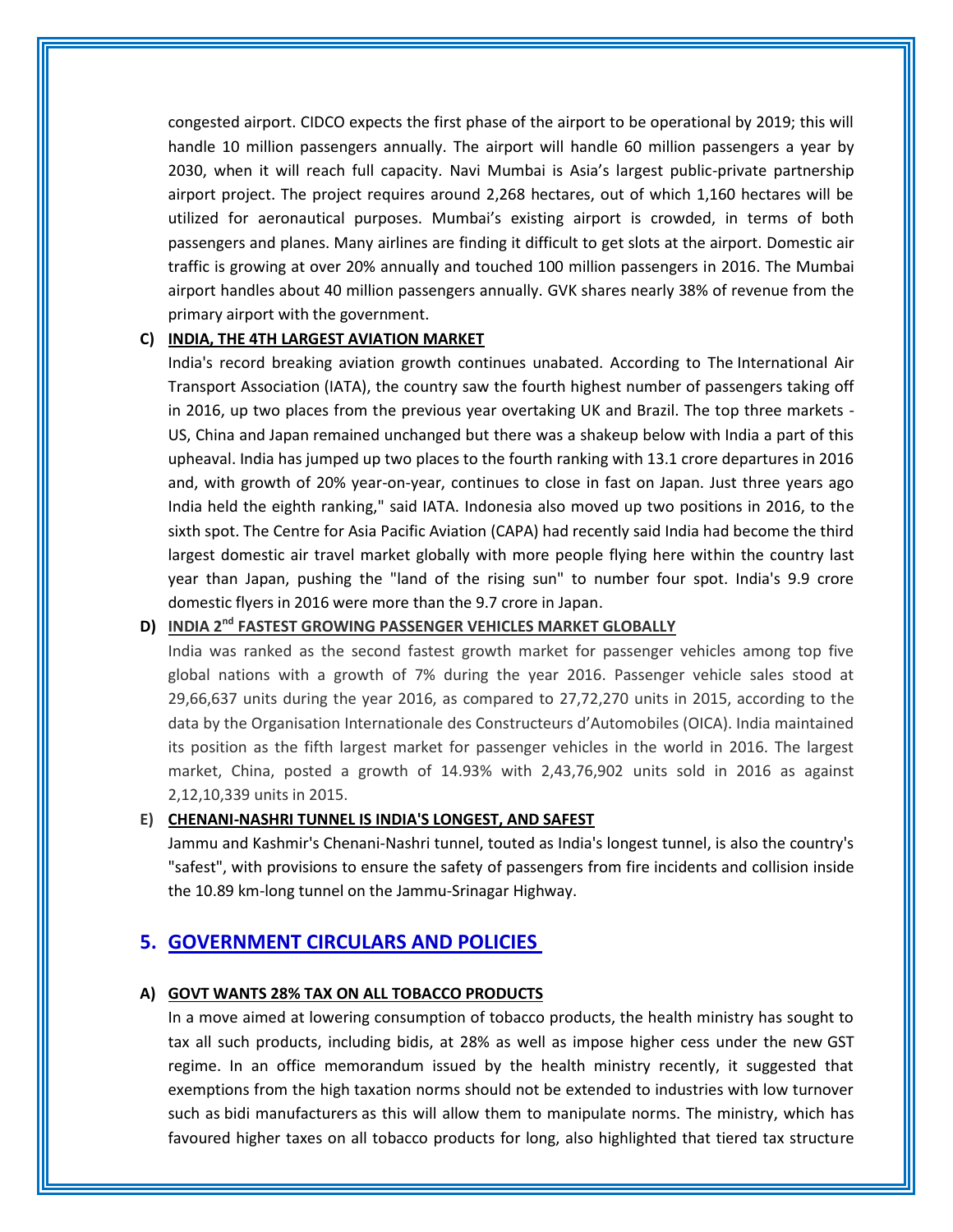congested airport. CIDCO expects the first phase of the airport to be operational by 2019; this will handle 10 million passengers annually. The airport will handle 60 million passengers a year by 2030, when it will reach full capacity. Navi Mumbai is Asia's largest public-private partnership airport project. The project requires around 2,268 hectares, out of which 1,160 hectares will be utilized for aeronautical purposes. Mumbai's existing airport is crowded, in terms of both passengers and planes. Many airlines are finding it difficult to get slots at the airport. Domestic air traffic is growing at over 20% annually and touched 100 million passengers in 2016. The Mumbai airport handles about 40 million passengers annually. GVK shares nearly 38% of revenue from the primary airport with the government.

**C) INDIA, THE 4TH LARGEST AVIATION MARKET**

India's record breaking aviation growth continues unabated. According to The International Air Transport Association (IATA), the country saw the fourth highest number of passengers taking off in 2016, up two places from the previous year overtaking UK and Brazil. The top three markets - US, China and Japan remained unchanged but there was a shakeup below with India a part of this upheaval. India has jumped up two places to the fourth ranking with 13.1 crore departures in 2016 and, with growth of 20% year-on-year, continues to close in fast on Japan. Just three years ago India held the eighth ranking," said IATA. Indonesia also moved up two positions in 2016, to the sixth spot. The Centre for Asia Pacific Aviation (CAPA) had recently said India had become the third largest domestic air travel market globally with more people flying here within the country last year than Japan, pushing the "land of the rising sun" to number four spot. India's 9.9 crore domestic flyers in 2016 were more than the 9.7 crore in Japan.

**D) INDIA 2nd FASTEST GROWING PASSENGER VEHICLES MARKET GLOBALLY**

India was ranked as the second fastest growth market for passenger vehicles among top five global nations with a growth of 7% during the year 2016. Passenger vehicle sales stood at 29,66,637 units during the year 2016, as compared to 27,72,270 units in 2015, according to the data by the Organisation Internationale des Constructeurs d'Automobiles (OICA). India maintained its position as the fifth largest market for passenger vehicles in the world in 2016. The largest market, China, posted a growth of 14.93% with 2,43,76,902 units sold in 2016 as against 2,12,10,339 units in 2015.

**E) CHENANI-NASHRI TUNNEL IS INDIA'S LONGEST, AND SAFEST**

Jammu and Kashmir's Chenani-Nashri tunnel, touted as India's longest tunnel, is also the country's "safest", with provisions to ensure the safety of passengers from fire incidents and collision inside the 10.89 km-long tunnel on the Jammu-Srinagar Highway.

## 5. GOVERNMENT CIRCULARS AND POLICIES

**A) GOVT WANTS 28% TAX ON ALL TOBACCO PRODUCTS**

In a move aimed at lowering consumption of tobacco products, the health ministry has sought to tax all such products, including bidis, at 28% as well as impose higher cess under the new GST regime. In an office memorandum issued by the health ministry recently, it suggested that exemptions from the high taxation norms should not be extended to industries with low turnover such as bidi manufacturers as this will allow them to manipulate norms. The ministry, which has favoured higher taxes on all tobacco products for long, also highlighted that tiered tax structure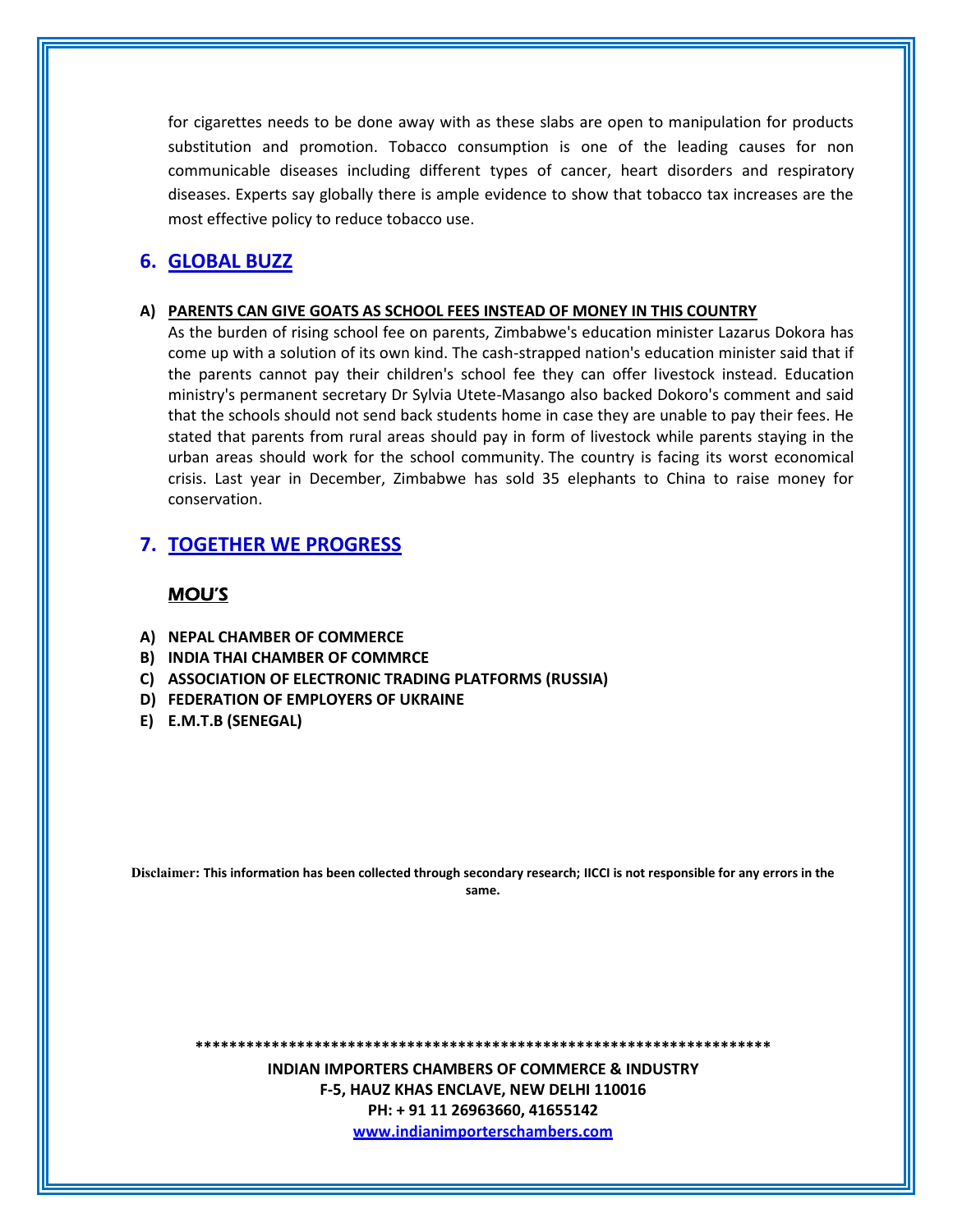for cigarettes needs to be done away with as these slabs are open to manipulation for products substitution and promotion. Tobacco consumption is one of the leading causes for non communicable diseases including different types of cancer, heart disorders and respiratory diseases. Experts say globally there is ample evidence to show that tobacco tax increases are the most effective policy to reduce tobacco use.

## 6. GLOBAL BUZZ

### A) PARENTS CAN GIVE GOATS AS SCHOOL FEES INSTEAD OF MONEY IN THIS COUNTRY

As the burden of rising school fee on parents, Zimbabwe's education minister Lazarus Dokora has come up with a solution of its own kind. The cash-strapped nation's education minister said that if the parents cannot pay their children's school fee they can offer livestock instead. Education ministry's permanent secretary Dr Sylvia Utete-Masango also backed Dokoro's comment and said that the schools should not send back students home in case they are unable to pay their fees. He stated that parents from rural areas should pay in form of livestock while parents staying in the urban areas should work for the school community. The country is facing its worst economical crisis. Last year in December, Zimbabwe has sold 35 elephants to China to raise money for conservation.

## 7. TOGETHER WE PROGRESS

### MOU'S

- **A) NEPAL CHAMBER OF COMMERCE**
- **B) INDIA THAI CHAMBER OF COMMRCE**
- **C) ASSOCIATION OF ELECTRONIC TRADING PLATFORMS (RUSSIA)**
- **D) FEDERATION OF EMPLOYERS OF UKRAINE**
- **E) E.M.T.B (SENEGAL)**

**Disclaimer: This information has been collected through secondary research; IICCI is not responsible for any errors in the same.**

**********************************************************************

**INDIAN IMPORTERS CHAMBERS OF COMMERCE & INDUSTRY**
**F-5, HAUZ KHAS ENCLAVE, NEW DELHI 110016**
**PH: + 91 11 26963660, 41655142**
**www.indianimporterschambers.com**